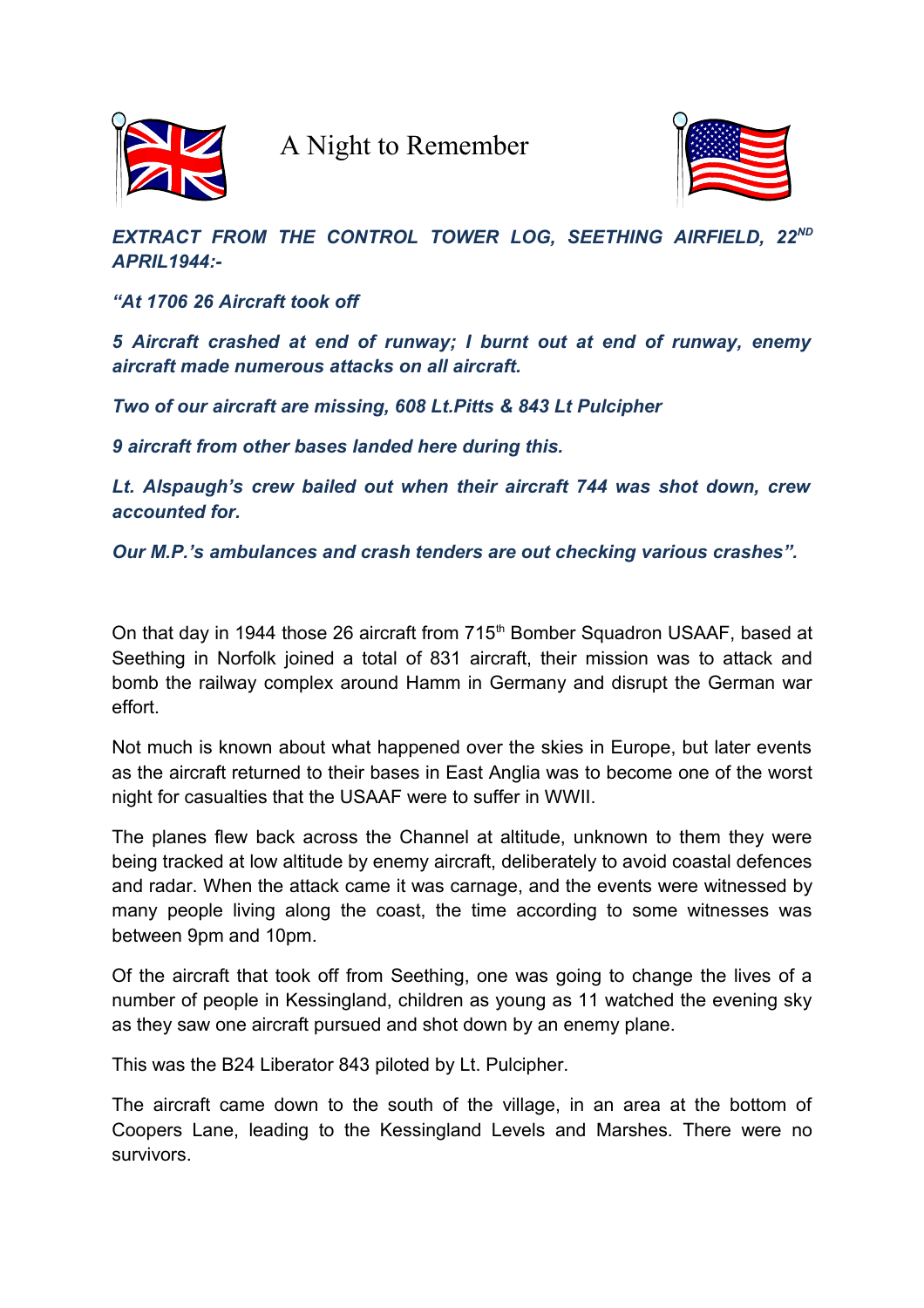# A Night to Remember

***EXTRACT FROM THE CONTROL TOWER LOG, SEETHING AIRFIELD, 22ND APRIL1944:-***

***"At 1706 26 Aircraft took off***

***5 Aircraft crashed at end of runway; I burnt out at end of runway, enemy aircraft made numerous attacks on all aircraft.***

***Two of our aircraft are missing, 608 Lt.Pitts & 843 Lt Pulcipher***

***9 aircraft from other bases landed here during this.***

***Lt. Alspaugh's crew bailed out when their aircraft 744 was shot down, crew accounted for.***

***Our M.P.'s ambulances and crash tenders are out checking various crashes".***

On that day in 1944 those 26 aircraft from 715th Bomber Squadron USAAF, based at Seething in Norfolk joined a total of 831 aircraft, their mission was to attack and bomb the railway complex around Hamm in Germany and disrupt the German war effort.

Not much is known about what happened over the skies in Europe, but later events as the aircraft returned to their bases in East Anglia was to become one of the worst night for casualties that the USAAF were to suffer in WWII.

The planes flew back across the Channel at altitude, unknown to them they were being tracked at low altitude by enemy aircraft, deliberately to avoid coastal defences and radar. When the attack came it was carnage, and the events were witnessed by many people living along the coast, the time according to some witnesses was between 9pm and 10pm.

Of the aircraft that took off from Seething, one was going to change the lives of a number of people in Kessingland, children as young as 11 watched the evening sky as they saw one aircraft pursued and shot down by an enemy plane.

This was the B24 Liberator 843 piloted by Lt. Pulcipher.

The aircraft came down to the south of the village, in an area at the bottom of Coopers Lane, leading to the Kessingland Levels and Marshes. There were no survivors.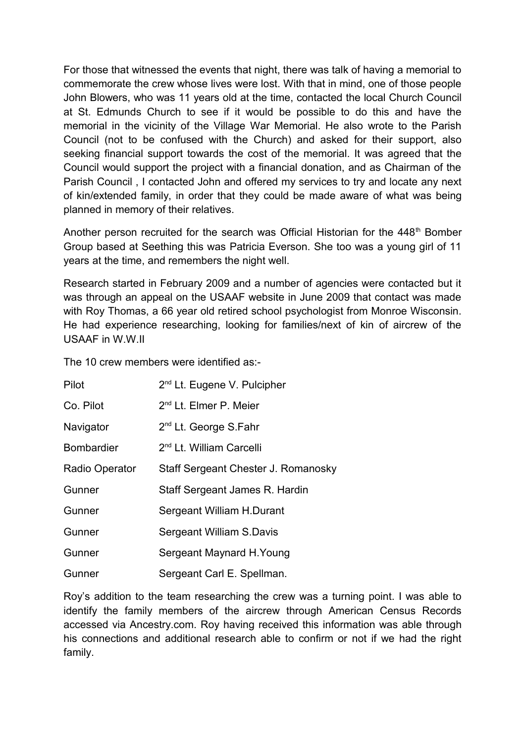For those that witnessed the events that night, there was talk of having a memorial to commemorate the crew whose lives were lost. With that in mind, one of those people John Blowers, who was 11 years old at the time, contacted the local Church Council at St. Edmunds Church to see if it would be possible to do this and have the memorial in the vicinity of the Village War Memorial. He also wrote to the Parish Council (not to be confused with the Church) and asked for their support, also seeking financial support towards the cost of the memorial. It was agreed that the Council would support the project with a financial donation, and as Chairman of the Parish Council , I contacted John and offered my services to try and locate any next of kin/extended family, in order that they could be made aware of what was being planned in memory of their relatives.

Another person recruited for the search was Official Historian for the 448th Bomber Group based at Seething this was Patricia Everson. She too was a young girl of 11 years at the time, and remembers the night well.

Research started in February 2009 and a number of agencies were contacted but it was through an appeal on the USAAF website in June 2009 that contact was made with Roy Thomas, a 66 year old retired school psychologist from Monroe Wisconsin. He had experience researching, looking for families/next of kin of aircrew of the USAAF in W.W.II

The 10 crew members were identified as:-

| | |
|---|---|
| Pilot | 2nd Lt. Eugene V. Pulcipher |
| Co. Pilot | 2nd Lt. Elmer P. Meier |
| Navigator | 2nd Lt. George S.Fahr |
| Bombardier | 2nd Lt. William Carcelli |
| Radio Operator | Staff Sergeant Chester J. Romanosky |
| Gunner | Staff Sergeant James R. Hardin |
| Gunner | Sergeant William H.Durant |
| Gunner | Sergeant William S.Davis |
| Gunner | Sergeant Maynard H.Young |
| Gunner | Sergeant Carl E. Spellman. |

Roy's addition to the team researching the crew was a turning point. I was able to identify the family members of the aircrew through American Census Records accessed via Ancestry.com. Roy having received this information was able through his connections and additional research able to confirm or not if we had the right family.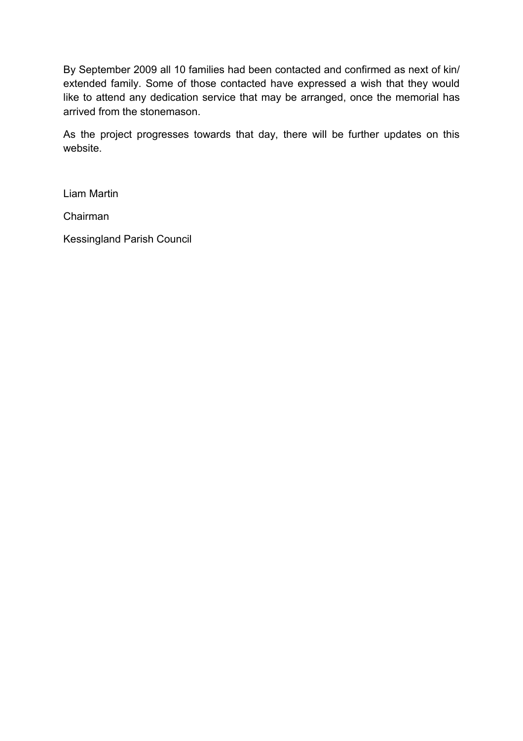By September 2009 all 10 families had been contacted and confirmed as next of kin/ extended family. Some of those contacted have expressed a wish that they would like to attend any dedication service that may be arranged, once the memorial has arrived from the stonemason.

As the project progresses towards that day, there will be further updates on this website.

Liam Martin

Chairman

Kessingland Parish Council